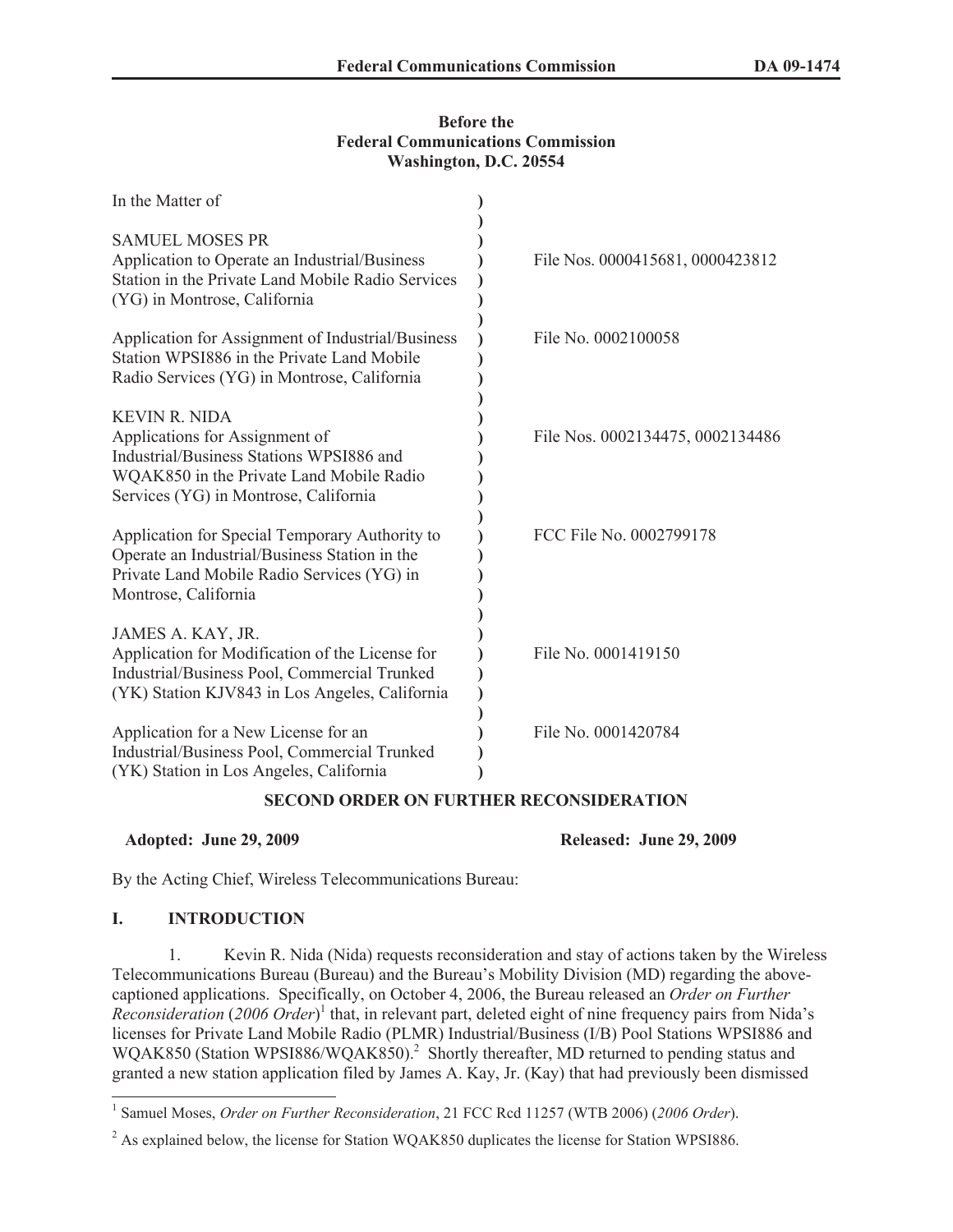**Before the**
**Federal Communications Commission**
**Washington, D.C. 20554**

| | | |
|---|---|---|
| In the Matter of | ) | |
| | ) | |
| SAMUEL MOSES PR | ) | |
| Application to Operate an Industrial/Business Station in the Private Land Mobile Radio Services (YG) in Montrose, California | ) | File Nos. 0000415681, 0000423812 |
| | ) | |
| Application for Assignment of Industrial/Business Station WPSI886 in the Private Land Mobile Radio Services (YG) in Montrose, California | ) | File No. 0002100058 |
| | ) | |
| KEVIN R. NIDA | ) | |
| Applications for Assignment of Industrial/Business Stations WPSI886 and WQAK850 in the Private Land Mobile Radio Services (YG) in Montrose, California | ) | File Nos. 0002134475, 0002134486 |
| | ) | |
| Application for Special Temporary Authority to Operate an Industrial/Business Station in the Private Land Mobile Radio Services (YG) in Montrose, California | ) | FCC File No. 0002799178 |
| | ) | |
| JAMES A. KAY, JR. | ) | |
| Application for Modification of the License for Industrial/Business Pool, Commercial Trunked (YK) Station KJV843 in Los Angeles, California | ) | File No. 0001419150 |
| | ) | |
| Application for a New License for an Industrial/Business Pool, Commercial Trunked (YK) Station in Los Angeles, California | ) | File No. 0001420784 |

**SECOND ORDER ON FURTHER RECONSIDERATION**

**Adopted: June 29, 2009** **Released: June 29, 2009**

By the Acting Chief, Wireless Telecommunications Bureau:

# I. INTRODUCTION

1. Kevin R. Nida (Nida) requests reconsideration and stay of actions taken by the Wireless Telecommunications Bureau (Bureau) and the Bureau's Mobility Division (MD) regarding the above-captioned applications. Specifically, on October 4, 2006, the Bureau released an *Order on Further Reconsideration* (*2006 Order*)[1] that, in relevant part, deleted eight of nine frequency pairs from Nida's licenses for Private Land Mobile Radio (PLMR) Industrial/Business (I/B) Pool Stations WPSI886 and WQAK850 (Station WPSI886/WQAK850).[2] Shortly thereafter, MD returned to pending status and granted a new station application filed by James A. Kay, Jr. (Kay) that had previously been dismissed

---

[1] Samuel Moses, *Order on Further Reconsideration*, 21 FCC Rcd 11257 (WTB 2006) (*2006 Order*).

[2] As explained below, the license for Station WQAK850 duplicates the license for Station WPSI886.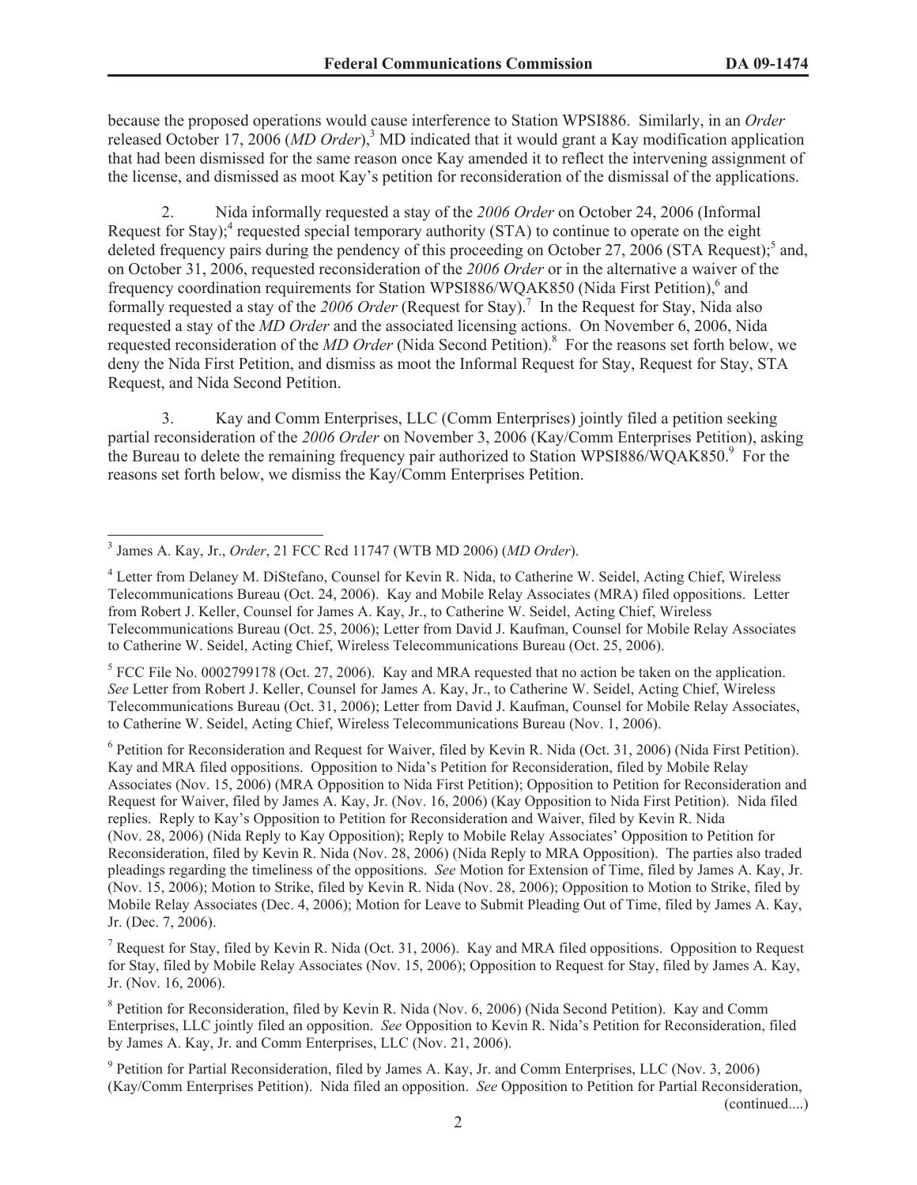because the proposed operations would cause interference to Station WPSI886. Similarly, in an *Order* released October 17, 2006 (*MD Order*),[3] MD indicated that it would grant a Kay modification application that had been dismissed for the same reason once Kay amended it to reflect the intervening assignment of the license, and dismissed as moot Kay's petition for reconsideration of the dismissal of the applications.

2. Nida informally requested a stay of the *2006 Order* on October 24, 2006 (Informal Request for Stay);[4] requested special temporary authority (STA) to continue to operate on the eight deleted frequency pairs during the pendency of this proceeding on October 27, 2006 (STA Request);[5] and, on October 31, 2006, requested reconsideration of the *2006 Order* or in the alternative a waiver of the frequency coordination requirements for Station WPSI886/WQAK850 (Nida First Petition),[6] and formally requested a stay of the *2006 Order* (Request for Stay).[7] In the Request for Stay, Nida also requested a stay of the *MD Order* and the associated licensing actions. On November 6, 2006, Nida requested reconsideration of the *MD Order* (Nida Second Petition).[8] For the reasons set forth below, we deny the Nida First Petition, and dismiss as moot the Informal Request for Stay, Request for Stay, STA Request, and Nida Second Petition.

3. Kay and Comm Enterprises, LLC (Comm Enterprises) jointly filed a petition seeking partial reconsideration of the *2006 Order* on November 3, 2006 (Kay/Comm Enterprises Petition), asking the Bureau to delete the remaining frequency pair authorized to Station WPSI886/WQAK850.[9] For the reasons set forth below, we dismiss the Kay/Comm Enterprises Petition.

---

[3] James A. Kay, Jr., *Order*, 21 FCC Rcd 11747 (WTB MD 2006) (*MD Order*).

[4] Letter from Delaney M. DiStefano, Counsel for Kevin R. Nida, to Catherine W. Seidel, Acting Chief, Wireless Telecommunications Bureau (Oct. 24, 2006). Kay and Mobile Relay Associates (MRA) filed oppositions. Letter from Robert J. Keller, Counsel for James A. Kay, Jr., to Catherine W. Seidel, Acting Chief, Wireless Telecommunications Bureau (Oct. 25, 2006); Letter from David J. Kaufman, Counsel for Mobile Relay Associates to Catherine W. Seidel, Acting Chief, Wireless Telecommunications Bureau (Oct. 25, 2006).

[5] FCC File No. 0002799178 (Oct. 27, 2006). Kay and MRA requested that no action be taken on the application. *See* Letter from Robert J. Keller, Counsel for James A. Kay, Jr., to Catherine W. Seidel, Acting Chief, Wireless Telecommunications Bureau (Oct. 31, 2006); Letter from David J. Kaufman, Counsel for Mobile Relay Associates, to Catherine W. Seidel, Acting Chief, Wireless Telecommunications Bureau (Nov. 1, 2006).

[6] Petition for Reconsideration and Request for Waiver, filed by Kevin R. Nida (Oct. 31, 2006) (Nida First Petition). Kay and MRA filed oppositions. Opposition to Nida's Petition for Reconsideration, filed by Mobile Relay Associates (Nov. 15, 2006) (MRA Opposition to Nida First Petition); Opposition to Petition for Reconsideration and Request for Waiver, filed by James A. Kay, Jr. (Nov. 16, 2006) (Kay Opposition to Nida First Petition). Nida filed replies. Reply to Kay's Opposition to Petition for Reconsideration and Waiver, filed by Kevin R. Nida (Nov. 28, 2006) (Nida Reply to Kay Opposition); Reply to Mobile Relay Associates' Opposition to Petition for Reconsideration, filed by Kevin R. Nida (Nov. 28, 2006) (Nida Reply to MRA Opposition). The parties also traded pleadings regarding the timeliness of the oppositions. *See* Motion for Extension of Time, filed by James A. Kay, Jr. (Nov. 15, 2006); Motion to Strike, filed by Kevin R. Nida (Nov. 28, 2006); Opposition to Motion to Strike, filed by Mobile Relay Associates (Dec. 4, 2006); Motion for Leave to Submit Pleading Out of Time, filed by James A. Kay, Jr. (Dec. 7, 2006).

[7] Request for Stay, filed by Kevin R. Nida (Oct. 31, 2006). Kay and MRA filed oppositions. Opposition to Request for Stay, filed by Mobile Relay Associates (Nov. 15, 2006); Opposition to Request for Stay, filed by James A. Kay, Jr. (Nov. 16, 2006).

[8] Petition for Reconsideration, filed by Kevin R. Nida (Nov. 6, 2006) (Nida Second Petition). Kay and Comm Enterprises, LLC jointly filed an opposition. *See* Opposition to Kevin R. Nida's Petition for Reconsideration, filed by James A. Kay, Jr. and Comm Enterprises, LLC (Nov. 21, 2006).

[9] Petition for Partial Reconsideration, filed by James A. Kay, Jr. and Comm Enterprises, LLC (Nov. 3, 2006) (Kay/Comm Enterprises Petition). Nida filed an opposition. *See* Opposition to Petition for Partial Reconsideration,

(continued....)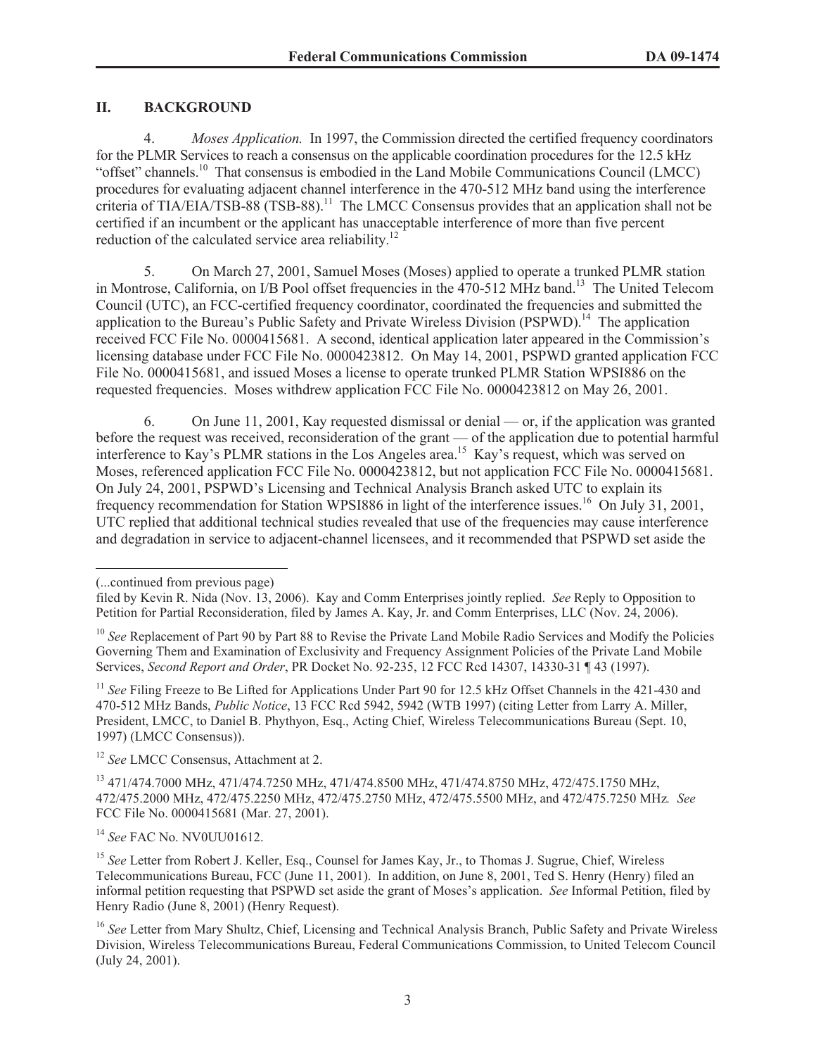## II. BACKGROUND

4. *Moses Application.* In 1997, the Commission directed the certified frequency coordinators for the PLMR Services to reach a consensus on the applicable coordination procedures for the 12.5 kHz "offset" channels.[10] That consensus is embodied in the Land Mobile Communications Council (LMCC) procedures for evaluating adjacent channel interference in the 470-512 MHz band using the interference criteria of TIA/EIA/TSB-88 (TSB-88).[11] The LMCC Consensus provides that an application shall not be certified if an incumbent or the applicant has unacceptable interference of more than five percent reduction of the calculated service area reliability.[12]

5. On March 27, 2001, Samuel Moses (Moses) applied to operate a trunked PLMR station in Montrose, California, on I/B Pool offset frequencies in the 470-512 MHz band.[13] The United Telecom Council (UTC), an FCC-certified frequency coordinator, coordinated the frequencies and submitted the application to the Bureau's Public Safety and Private Wireless Division (PSPWD).[14] The application received FCC File No. 0000415681. A second, identical application later appeared in the Commission's licensing database under FCC File No. 0000423812. On May 14, 2001, PSPWD granted application FCC File No. 0000415681, and issued Moses a license to operate trunked PLMR Station WPSI886 on the requested frequencies. Moses withdrew application FCC File No. 0000423812 on May 26, 2001.

6. On June 11, 2001, Kay requested dismissal or denial — or, if the application was granted before the request was received, reconsideration of the grant — of the application due to potential harmful interference to Kay's PLMR stations in the Los Angeles area.[15] Kay's request, which was served on Moses, referenced application FCC File No. 0000423812, but not application FCC File No. 0000415681. On July 24, 2001, PSPWD's Licensing and Technical Analysis Branch asked UTC to explain its frequency recommendation for Station WPSI886 in light of the interference issues.[16] On July 31, 2001, UTC replied that additional technical studies revealed that use of the frequencies may cause interference and degradation in service to adjacent-channel licensees, and it recommended that PSPWD set aside the

---

(...continued from previous page)
filed by Kevin R. Nida (Nov. 13, 2006). Kay and Comm Enterprises jointly replied. *See* Reply to Opposition to Petition for Partial Reconsideration, filed by James A. Kay, Jr. and Comm Enterprises, LLC (Nov. 24, 2006).

[10] *See* Replacement of Part 90 by Part 88 to Revise the Private Land Mobile Radio Services and Modify the Policies Governing Them and Examination of Exclusivity and Frequency Assignment Policies of the Private Land Mobile Services, *Second Report and Order*, PR Docket No. 92-235, 12 FCC Rcd 14307, 14330-31 ¶ 43 (1997).

[11] *See* Filing Freeze to Be Lifted for Applications Under Part 90 for 12.5 kHz Offset Channels in the 421-430 and 470-512 MHz Bands, *Public Notice*, 13 FCC Rcd 5942, 5942 (WTB 1997) (citing Letter from Larry A. Miller, President, LMCC, to Daniel B. Phythyon, Esq., Acting Chief, Wireless Telecommunications Bureau (Sept. 10, 1997) (LMCC Consensus)).

[12] *See* LMCC Consensus, Attachment at 2.

[13] 471/474.7000 MHz, 471/474.7250 MHz, 471/474.8500 MHz, 471/474.8750 MHz, 472/475.1750 MHz, 472/475.2000 MHz, 472/475.2250 MHz, 472/475.2750 MHz, 472/475.5500 MHz, and 472/475.7250 MHz. *See* FCC File No. 0000415681 (Mar. 27, 2001).

[14] *See* FAC No. NV0UU01612.

[15] *See* Letter from Robert J. Keller, Esq., Counsel for James Kay, Jr., to Thomas J. Sugrue, Chief, Wireless Telecommunications Bureau, FCC (June 11, 2001). In addition, on June 8, 2001, Ted S. Henry (Henry) filed an informal petition requesting that PSPWD set aside the grant of Moses's application. *See* Informal Petition, filed by Henry Radio (June 8, 2001) (Henry Request).

[16] *See* Letter from Mary Shultz, Chief, Licensing and Technical Analysis Branch, Public Safety and Private Wireless Division, Wireless Telecommunications Bureau, Federal Communications Commission, to United Telecom Council (July 24, 2001).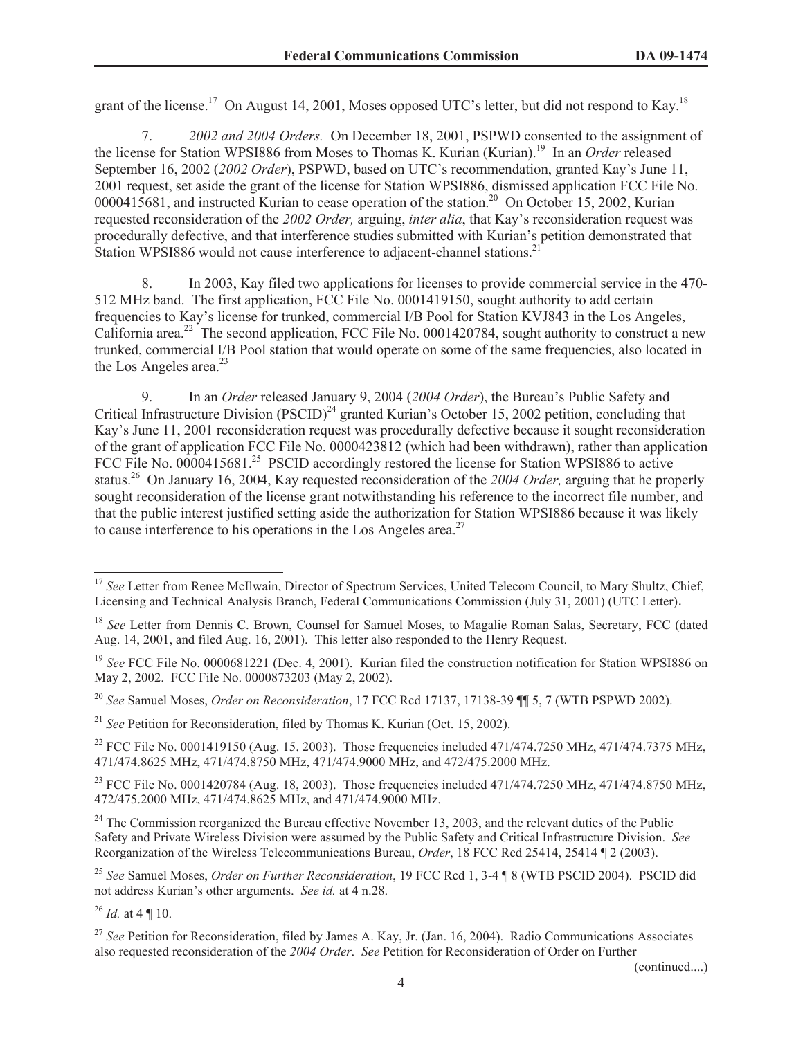grant of the license.[17] On August 14, 2001, Moses opposed UTC's letter, but did not respond to Kay.[18]

7. *2002 and 2004 Orders.* On December 18, 2001, PSPWD consented to the assignment of the license for Station WPSI886 from Moses to Thomas K. Kurian (Kurian).[19] In an *Order* released September 16, 2002 (*2002 Order*), PSPWD, based on UTC's recommendation, granted Kay's June 11, 2001 request, set aside the grant of the license for Station WPSI886, dismissed application FCC File No. 0000415681, and instructed Kurian to cease operation of the station.[20] On October 15, 2002, Kurian requested reconsideration of the *2002 Order,* arguing, *inter alia*, that Kay's reconsideration request was procedurally defective, and that interference studies submitted with Kurian's petition demonstrated that Station WPSI886 would not cause interference to adjacent-channel stations.[21]

8. In 2003, Kay filed two applications for licenses to provide commercial service in the 470-512 MHz band. The first application, FCC File No. 0001419150, sought authority to add certain frequencies to Kay's license for trunked, commercial I/B Pool for Station KVJ843 in the Los Angeles, California area.[22] The second application, FCC File No. 0001420784, sought authority to construct a new trunked, commercial I/B Pool station that would operate on some of the same frequencies, also located in the Los Angeles area.[23]

9. In an *Order* released January 9, 2004 (*2004 Order*), the Bureau's Public Safety and Critical Infrastructure Division (PSCID)[24] granted Kurian's October 15, 2002 petition, concluding that Kay's June 11, 2001 reconsideration request was procedurally defective because it sought reconsideration of the grant of application FCC File No. 0000423812 (which had been withdrawn), rather than application FCC File No. 0000415681.[25] PSCID accordingly restored the license for Station WPSI886 to active status.[26] On January 16, 2004, Kay requested reconsideration of the *2004 Order,* arguing that he properly sought reconsideration of the license grant notwithstanding his reference to the incorrect file number, and that the public interest justified setting aside the authorization for Station WPSI886 because it was likely to cause interference to his operations in the Los Angeles area.[27]

---

[17] *See* Letter from Renee McIlwain, Director of Spectrum Services, United Telecom Council, to Mary Shultz, Chief, Licensing and Technical Analysis Branch, Federal Communications Commission (July 31, 2001) (UTC Letter).

[18] *See* Letter from Dennis C. Brown, Counsel for Samuel Moses, to Magalie Roman Salas, Secretary, FCC (dated Aug. 14, 2001, and filed Aug. 16, 2001). This letter also responded to the Henry Request.

[19] *See* FCC File No. 0000681221 (Dec. 4, 2001). Kurian filed the construction notification for Station WPSI886 on May 2, 2002. FCC File No. 0000873203 (May 2, 2002).

[20] *See* Samuel Moses, *Order on Reconsideration*, 17 FCC Rcd 17137, 17138-39 ¶¶ 5, 7 (WTB PSPWD 2002).

[21] *See* Petition for Reconsideration, filed by Thomas K. Kurian (Oct. 15, 2002).

[22] FCC File No. 0001419150 (Aug. 15. 2003). Those frequencies included 471/474.7250 MHz, 471/474.7375 MHz, 471/474.8625 MHz, 471/474.8750 MHz, 471/474.9000 MHz, and 472/475.2000 MHz.

[23] FCC File No. 0001420784 (Aug. 18, 2003). Those frequencies included 471/474.7250 MHz, 471/474.8750 MHz, 472/475.2000 MHz, 471/474.8625 MHz, and 471/474.9000 MHz.

[24] The Commission reorganized the Bureau effective November 13, 2003, and the relevant duties of the Public Safety and Private Wireless Division were assumed by the Public Safety and Critical Infrastructure Division. *See* Reorganization of the Wireless Telecommunications Bureau, *Order*, 18 FCC Rcd 25414, 25414 ¶ 2 (2003).

[25] *See* Samuel Moses, *Order on Further Reconsideration*, 19 FCC Rcd 1, 3-4 ¶ 8 (WTB PSCID 2004). PSCID did not address Kurian's other arguments. *See id.* at 4 n.28.

[26] *Id.* at 4 ¶ 10.

[27] *See* Petition for Reconsideration, filed by James A. Kay, Jr. (Jan. 16, 2004). Radio Communications Associates also requested reconsideration of the *2004 Order*. *See* Petition for Reconsideration of Order on Further

(continued....)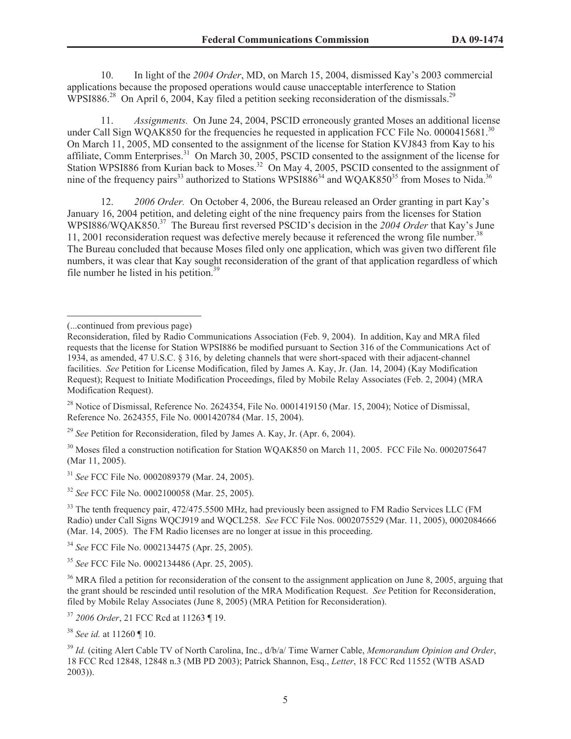10. In light of the *2004 Order*, MD, on March 15, 2004, dismissed Kay's 2003 commercial applications because the proposed operations would cause unacceptable interference to Station WPSI886.[28] On April 6, 2004, Kay filed a petition seeking reconsideration of the dismissals.[29]

11. *Assignments.* On June 24, 2004, PSCID erroneously granted Moses an additional license under Call Sign WQAK850 for the frequencies he requested in application FCC File No. 0000415681.[30] On March 11, 2005, MD consented to the assignment of the license for Station KVJ843 from Kay to his affiliate, Comm Enterprises.[31] On March 30, 2005, PSCID consented to the assignment of the license for Station WPSI886 from Kurian back to Moses.[32] On May 4, 2005, PSCID consented to the assignment of nine of the frequency pairs[33] authorized to Stations WPSI886[34] and WQAK850[35] from Moses to Nida.[36]

12. *2006 Order.* On October 4, 2006, the Bureau released an Order granting in part Kay's January 16, 2004 petition, and deleting eight of the nine frequency pairs from the licenses for Station WPSI886/WQAK850.[37] The Bureau first reversed PSCID's decision in the *2004 Order* that Kay's June 11, 2001 reconsideration request was defective merely because it referenced the wrong file number.[38] The Bureau concluded that because Moses filed only one application, which was given two different file numbers, it was clear that Kay sought reconsideration of the grant of that application regardless of which file number he listed in his petition.[39]

---

(...continued from previous page)

Reconsideration, filed by Radio Communications Association (Feb. 9, 2004). In addition, Kay and MRA filed requests that the license for Station WPSI886 be modified pursuant to Section 316 of the Communications Act of 1934, as amended, 47 U.S.C. § 316, by deleting channels that were short-spaced with their adjacent-channel facilities. *See* Petition for License Modification, filed by James A. Kay, Jr. (Jan. 14, 2004) (Kay Modification Request); Request to Initiate Modification Proceedings, filed by Mobile Relay Associates (Feb. 2, 2004) (MRA Modification Request).

[28] Notice of Dismissal, Reference No. 2624354, File No. 0001419150 (Mar. 15, 2004); Notice of Dismissal, Reference No. 2624355, File No. 0001420784 (Mar. 15, 2004).

[29] *See* Petition for Reconsideration, filed by James A. Kay, Jr. (Apr. 6, 2004).

[30] Moses filed a construction notification for Station WQAK850 on March 11, 2005. FCC File No. 0002075647 (Mar 11, 2005).

[31] *See* FCC File No. 0002089379 (Mar. 24, 2005).

[32] *See* FCC File No. 0002100058 (Mar. 25, 2005).

[33] The tenth frequency pair, 472/475.5500 MHz, had previously been assigned to FM Radio Services LLC (FM Radio) under Call Signs WQCJ919 and WQCL258. *See* FCC File Nos. 0002075529 (Mar. 11, 2005), 0002084666 (Mar. 14, 2005). The FM Radio licenses are no longer at issue in this proceeding.

[34] *See* FCC File No. 0002134475 (Apr. 25, 2005).

[35] *See* FCC File No. 0002134486 (Apr. 25, 2005).

[36] MRA filed a petition for reconsideration of the consent to the assignment application on June 8, 2005, arguing that the grant should be rescinded until resolution of the MRA Modification Request. *See* Petition for Reconsideration, filed by Mobile Relay Associates (June 8, 2005) (MRA Petition for Reconsideration).

[37] *2006 Order*, 21 FCC Rcd at 11263 ¶ 19.

[38] *See id.* at 11260 ¶ 10.

[39] *Id.* (citing Alert Cable TV of North Carolina, Inc., d/b/a/ Time Warner Cable, *Memorandum Opinion and Order*, 18 FCC Rcd 12848, 12848 n.3 (MB PD 2003); Patrick Shannon, Esq., *Letter*, 18 FCC Rcd 11552 (WTB ASAD 2003)).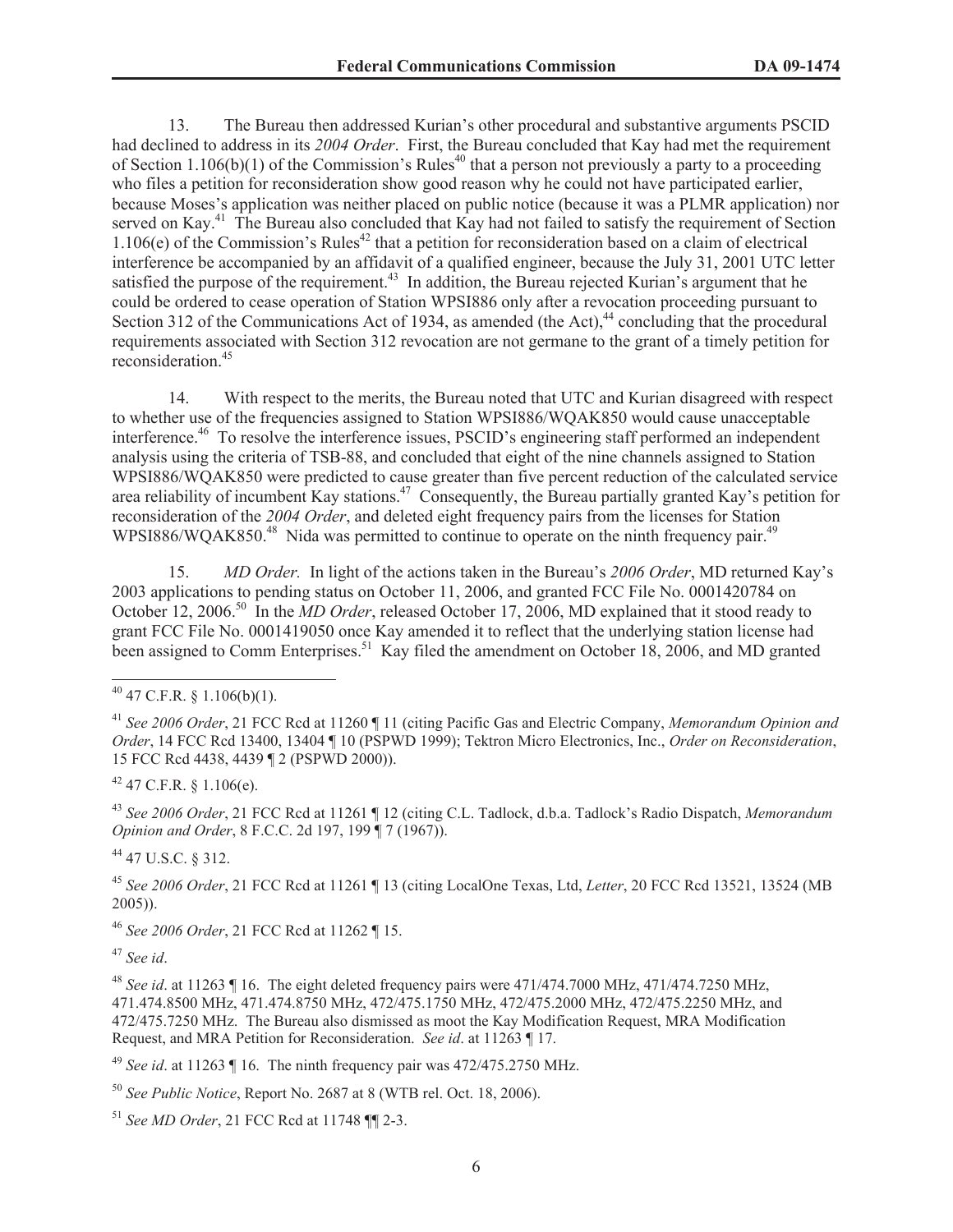13. The Bureau then addressed Kurian's other procedural and substantive arguments PSCID had declined to address in its *2004 Order*. First, the Bureau concluded that Kay had met the requirement of Section 1.106(b)(1) of the Commission's Rules[40] that a person not previously a party to a proceeding who files a petition for reconsideration show good reason why he could not have participated earlier, because Moses's application was neither placed on public notice (because it was a PLMR application) nor served on Kay.[41] The Bureau also concluded that Kay had not failed to satisfy the requirement of Section 1.106(e) of the Commission's Rules[42] that a petition for reconsideration based on a claim of electrical interference be accompanied by an affidavit of a qualified engineer, because the July 31, 2001 UTC letter satisfied the purpose of the requirement.[43] In addition, the Bureau rejected Kurian's argument that he could be ordered to cease operation of Station WPSI886 only after a revocation proceeding pursuant to Section 312 of the Communications Act of 1934, as amended (the Act),[44] concluding that the procedural requirements associated with Section 312 revocation are not germane to the grant of a timely petition for reconsideration.[45]

14. With respect to the merits, the Bureau noted that UTC and Kurian disagreed with respect to whether use of the frequencies assigned to Station WPSI886/WQAK850 would cause unacceptable interference.[46] To resolve the interference issues, PSCID's engineering staff performed an independent analysis using the criteria of TSB-88, and concluded that eight of the nine channels assigned to Station WPSI886/WQAK850 were predicted to cause greater than five percent reduction of the calculated service area reliability of incumbent Kay stations.[47] Consequently, the Bureau partially granted Kay's petition for reconsideration of the *2004 Order*, and deleted eight frequency pairs from the licenses for Station WPSI886/WQAK850.[48] Nida was permitted to continue to operate on the ninth frequency pair.[49]

15. *MD Order.* In light of the actions taken in the Bureau's *2006 Order*, MD returned Kay's 2003 applications to pending status on October 11, 2006, and granted FCC File No. 0001420784 on October 12, 2006.[50] In the *MD Order*, released October 17, 2006, MD explained that it stood ready to grant FCC File No. 0001419050 once Kay amended it to reflect that the underlying station license had been assigned to Comm Enterprises.[51] Kay filed the amendment on October 18, 2006, and MD granted

---

[40] 47 C.F.R. § 1.106(b)(1).

[41] *See 2006 Order*, 21 FCC Rcd at 11260 ¶ 11 (citing Pacific Gas and Electric Company, *Memorandum Opinion and Order*, 14 FCC Rcd 13400, 13404 ¶ 10 (PSPWD 1999); Tektron Micro Electronics, Inc., *Order on Reconsideration*, 15 FCC Rcd 4438, 4439 ¶ 2 (PSPWD 2000)).

[42] 47 C.F.R. § 1.106(e).

[43] *See 2006 Order*, 21 FCC Rcd at 11261 ¶ 12 (citing C.L. Tadlock, d.b.a. Tadlock's Radio Dispatch, *Memorandum Opinion and Order*, 8 F.C.C. 2d 197, 199 ¶ 7 (1967)).

[44] 47 U.S.C. § 312.

[45] *See 2006 Order*, 21 FCC Rcd at 11261 ¶ 13 (citing LocalOne Texas, Ltd, *Letter*, 20 FCC Rcd 13521, 13524 (MB 2005)).

[46] *See 2006 Order*, 21 FCC Rcd at 11262 ¶ 15.

[47] *See id*.

[48] *See id*. at 11263 ¶ 16. The eight deleted frequency pairs were 471/474.7000 MHz, 471/474.7250 MHz, 471.474.8500 MHz, 471.474.8750 MHz, 472/475.1750 MHz, 472/475.2000 MHz, 472/475.2250 MHz, and 472/475.7250 MHz. The Bureau also dismissed as moot the Kay Modification Request, MRA Modification Request, and MRA Petition for Reconsideration. *See id*. at 11263 ¶ 17.

[49] *See id*. at 11263 ¶ 16. The ninth frequency pair was 472/475.2750 MHz.

[50] *See Public Notice*, Report No. 2687 at 8 (WTB rel. Oct. 18, 2006).

[51] *See MD Order*, 21 FCC Rcd at 11748 ¶¶ 2-3.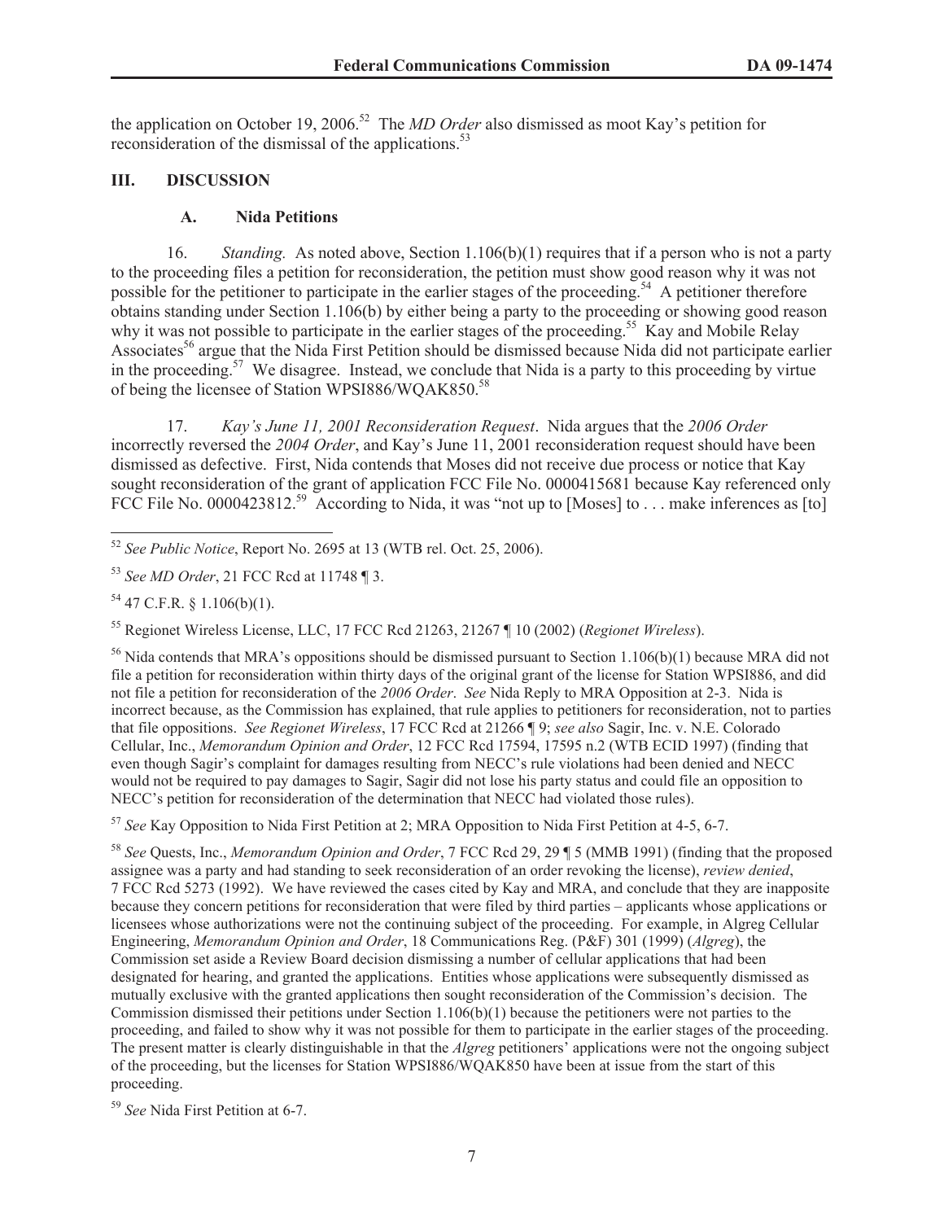the application on October 19, 2006.[52] The *MD Order* also dismissed as moot Kay's petition for reconsideration of the dismissal of the applications.[53]

## III. DISCUSSION

### A. Nida Petitions

16. *Standing.* As noted above, Section 1.106(b)(1) requires that if a person who is not a party to the proceeding files a petition for reconsideration, the petition must show good reason why it was not possible for the petitioner to participate in the earlier stages of the proceeding.[54] A petitioner therefore obtains standing under Section 1.106(b) by either being a party to the proceeding or showing good reason why it was not possible to participate in the earlier stages of the proceeding.[55] Kay and Mobile Relay Associates[56] argue that the Nida First Petition should be dismissed because Nida did not participate earlier in the proceeding.[57] We disagree. Instead, we conclude that Nida is a party to this proceeding by virtue of being the licensee of Station WPSI886/WQAK850.[58]

17. *Kay's June 11, 2001 Reconsideration Request*. Nida argues that the *2006 Order* incorrectly reversed the *2004 Order*, and Kay's June 11, 2001 reconsideration request should have been dismissed as defective. First, Nida contends that Moses did not receive due process or notice that Kay sought reconsideration of the grant of application FCC File No. 0000415681 because Kay referenced only FCC File No. 0000423812.[59] According to Nida, it was "not up to [Moses] to . . . make inferences as [to]

---

[52] *See Public Notice*, Report No. 2695 at 13 (WTB rel. Oct. 25, 2006).

[53] *See MD Order*, 21 FCC Rcd at 11748 ¶ 3.

[54] 47 C.F.R. § 1.106(b)(1).

[55] Regionet Wireless License, LLC, 17 FCC Rcd 21263, 21267 ¶ 10 (2002) (*Regionet Wireless*).

[56] Nida contends that MRA's oppositions should be dismissed pursuant to Section 1.106(b)(1) because MRA did not file a petition for reconsideration within thirty days of the original grant of the license for Station WPSI886, and did not file a petition for reconsideration of the *2006 Order*. *See* Nida Reply to MRA Opposition at 2-3. Nida is incorrect because, as the Commission has explained, that rule applies to petitioners for reconsideration, not to parties that file oppositions. *See Regionet Wireless*, 17 FCC Rcd at 21266 ¶ 9; *see also* Sagir, Inc. v. N.E. Colorado Cellular, Inc., *Memorandum Opinion and Order*, 12 FCC Rcd 17594, 17595 n.2 (WTB ECID 1997) (finding that even though Sagir's complaint for damages resulting from NECC's rule violations had been denied and NECC would not be required to pay damages to Sagir, Sagir did not lose his party status and could file an opposition to NECC's petition for reconsideration of the determination that NECC had violated those rules).

[57] *See* Kay Opposition to Nida First Petition at 2; MRA Opposition to Nida First Petition at 4-5, 6-7.

[58] *See* Quests, Inc., *Memorandum Opinion and Order*, 7 FCC Rcd 29, 29 ¶ 5 (MMB 1991) (finding that the proposed assignee was a party and had standing to seek reconsideration of an order revoking the license), *review denied*, 7 FCC Rcd 5273 (1992). We have reviewed the cases cited by Kay and MRA, and conclude that they are inapposite because they concern petitions for reconsideration that were filed by third parties – applicants whose applications or licensees whose authorizations were not the continuing subject of the proceeding. For example, in Algreg Cellular Engineering, *Memorandum Opinion and Order*, 18 Communications Reg. (P&F) 301 (1999) (*Algreg*), the Commission set aside a Review Board decision dismissing a number of cellular applications that had been designated for hearing, and granted the applications. Entities whose applications were subsequently dismissed as mutually exclusive with the granted applications then sought reconsideration of the Commission's decision. The Commission dismissed their petitions under Section 1.106(b)(1) because the petitioners were not parties to the proceeding, and failed to show why it was not possible for them to participate in the earlier stages of the proceeding. The present matter is clearly distinguishable in that the *Algreg* petitioners' applications were not the ongoing subject of the proceeding, but the licenses for Station WPSI886/WQAK850 have been at issue from the start of this proceeding.

[59] *See* Nida First Petition at 6-7.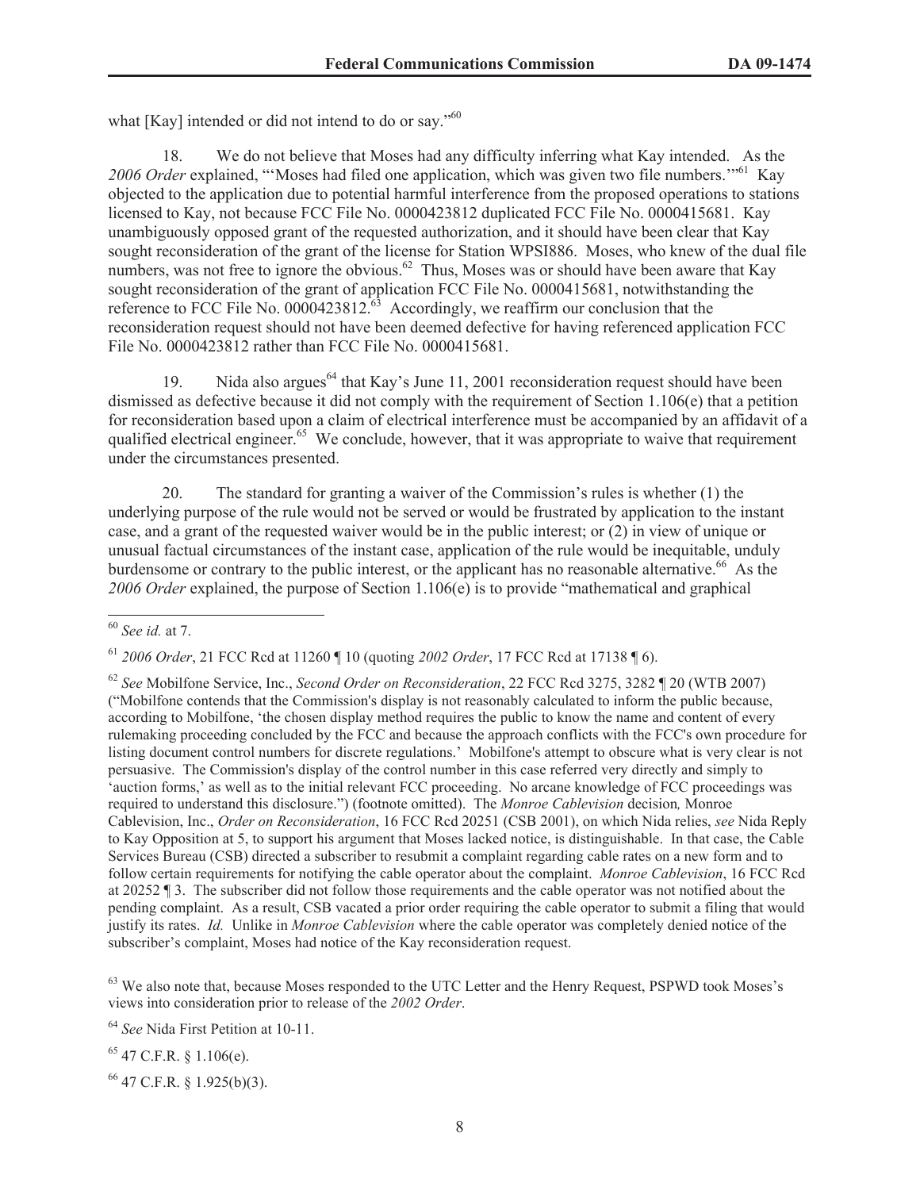what [Kay] intended or did not intend to do or say."[60]

18. We do not believe that Moses had any difficulty inferring what Kay intended. As the *2006 Order* explained, "'Moses had filed one application, which was given two file numbers.'"[61] Kay objected to the application due to potential harmful interference from the proposed operations to stations licensed to Kay, not because FCC File No. 0000423812 duplicated FCC File No. 0000415681. Kay unambiguously opposed grant of the requested authorization, and it should have been clear that Kay sought reconsideration of the grant of the license for Station WPSI886. Moses, who knew of the dual file numbers, was not free to ignore the obvious.[62] Thus, Moses was or should have been aware that Kay sought reconsideration of the grant of application FCC File No. 0000415681, notwithstanding the reference to FCC File No. 0000423812.[63] Accordingly, we reaffirm our conclusion that the reconsideration request should not have been deemed defective for having referenced application FCC File No. 0000423812 rather than FCC File No. 0000415681.

19. Nida also argues[64] that Kay's June 11, 2001 reconsideration request should have been dismissed as defective because it did not comply with the requirement of Section 1.106(e) that a petition for reconsideration based upon a claim of electrical interference must be accompanied by an affidavit of a qualified electrical engineer.[65] We conclude, however, that it was appropriate to waive that requirement under the circumstances presented.

20. The standard for granting a waiver of the Commission's rules is whether (1) the underlying purpose of the rule would not be served or would be frustrated by application to the instant case, and a grant of the requested waiver would be in the public interest; or (2) in view of unique or unusual factual circumstances of the instant case, application of the rule would be inequitable, unduly burdensome or contrary to the public interest, or the applicant has no reasonable alternative.[66] As the *2006 Order* explained, the purpose of Section 1.106(e) is to provide "mathematical and graphical

---

[60] *See id.* at 7.

[61] *2006 Order*, 21 FCC Rcd at 11260 ¶ 10 (quoting *2002 Order*, 17 FCC Rcd at 17138 ¶ 6).

[62] *See* Mobilfone Service, Inc., *Second Order on Reconsideration*, 22 FCC Rcd 3275, 3282 ¶ 20 (WTB 2007) ("Mobilfone contends that the Commission's display is not reasonably calculated to inform the public because, according to Mobilfone, 'the chosen display method requires the public to know the name and content of every rulemaking proceeding concluded by the FCC and because the approach conflicts with the FCC's own procedure for listing document control numbers for discrete regulations.' Mobilfone's attempt to obscure what is very clear is not persuasive. The Commission's display of the control number in this case referred very directly and simply to 'auction forms,' as well as to the initial relevant FCC proceeding. No arcane knowledge of FCC proceedings was required to understand this disclosure.") (footnote omitted). The *Monroe Cablevision* decision*,* Monroe Cablevision, Inc., *Order on Reconsideration*, 16 FCC Rcd 20251 (CSB 2001), on which Nida relies, *see* Nida Reply to Kay Opposition at 5, to support his argument that Moses lacked notice, is distinguishable. In that case, the Cable Services Bureau (CSB) directed a subscriber to resubmit a complaint regarding cable rates on a new form and to follow certain requirements for notifying the cable operator about the complaint. *Monroe Cablevision*, 16 FCC Rcd at 20252 ¶ 3. The subscriber did not follow those requirements and the cable operator was not notified about the pending complaint. As a result, CSB vacated a prior order requiring the cable operator to submit a filing that would justify its rates. *Id.* Unlike in *Monroe Cablevision* where the cable operator was completely denied notice of the subscriber's complaint, Moses had notice of the Kay reconsideration request.

[63] We also note that, because Moses responded to the UTC Letter and the Henry Request, PSPWD took Moses's views into consideration prior to release of the *2002 Order*.

[64] *See* Nida First Petition at 10-11.

[65] 47 C.F.R. § 1.106(e).

[66] 47 C.F.R. § 1.925(b)(3).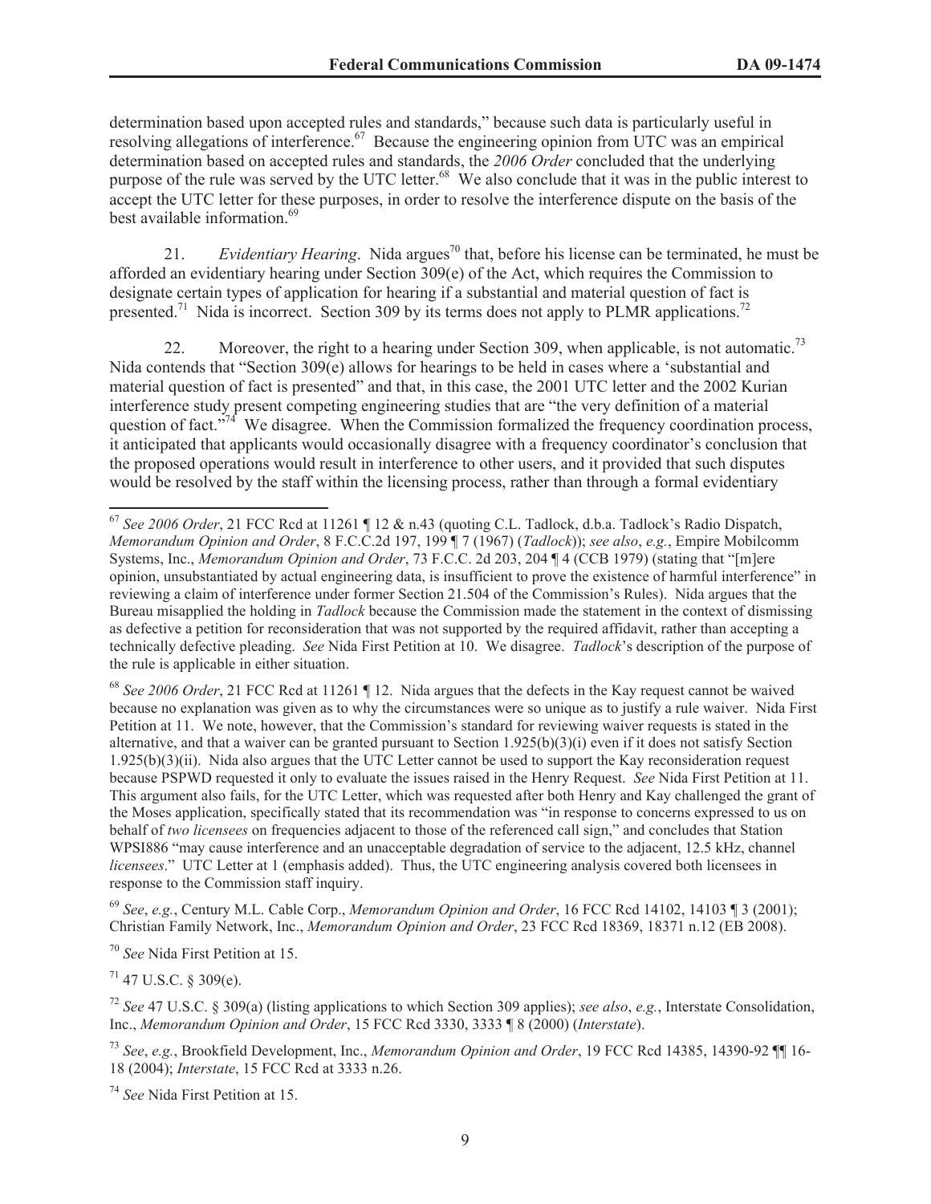determination based upon accepted rules and standards," because such data is particularly useful in resolving allegations of interference.[67] Because the engineering opinion from UTC was an empirical determination based on accepted rules and standards, the *2006 Order* concluded that the underlying purpose of the rule was served by the UTC letter.[68] We also conclude that it was in the public interest to accept the UTC letter for these purposes, in order to resolve the interference dispute on the basis of the best available information.[69]

21. *Evidentiary Hearing*. Nida argues[70] that, before his license can be terminated, he must be afforded an evidentiary hearing under Section 309(e) of the Act, which requires the Commission to designate certain types of application for hearing if a substantial and material question of fact is presented.[71] Nida is incorrect. Section 309 by its terms does not apply to PLMR applications.[72]

22. Moreover, the right to a hearing under Section 309, when applicable, is not automatic.[73] Nida contends that "Section 309(e) allows for hearings to be held in cases where a 'substantial and material question of fact is presented" and that, in this case, the 2001 UTC letter and the 2002 Kurian interference study present competing engineering studies that are "the very definition of a material question of fact."[74] We disagree. When the Commission formalized the frequency coordination process, it anticipated that applicants would occasionally disagree with a frequency coordinator's conclusion that the proposed operations would result in interference to other users, and it provided that such disputes would be resolved by the staff within the licensing process, rather than through a formal evidentiary

---

[67] *See 2006 Order*, 21 FCC Rcd at 11261 ¶ 12 & n.43 (quoting C.L. Tadlock, d.b.a. Tadlock's Radio Dispatch, *Memorandum Opinion and Order*, 8 F.C.C.2d 197, 199 ¶ 7 (1967) (*Tadlock*)); *see also*, *e.g.*, Empire Mobilcomm Systems, Inc., *Memorandum Opinion and Order*, 73 F.C.C. 2d 203, 204 ¶ 4 (CCB 1979) (stating that "[m]ere opinion, unsubstantiated by actual engineering data, is insufficient to prove the existence of harmful interference" in reviewing a claim of interference under former Section 21.504 of the Commission's Rules). Nida argues that the Bureau misapplied the holding in *Tadlock* because the Commission made the statement in the context of dismissing as defective a petition for reconsideration that was not supported by the required affidavit, rather than accepting a technically defective pleading. *See* Nida First Petition at 10. We disagree. *Tadlock*'s description of the purpose of the rule is applicable in either situation.

[68] *See 2006 Order*, 21 FCC Rcd at 11261 ¶ 12. Nida argues that the defects in the Kay request cannot be waived because no explanation was given as to why the circumstances were so unique as to justify a rule waiver. Nida First Petition at 11. We note, however, that the Commission's standard for reviewing waiver requests is stated in the alternative, and that a waiver can be granted pursuant to Section 1.925(b)(3)(i) even if it does not satisfy Section 1.925(b)(3)(ii). Nida also argues that the UTC Letter cannot be used to support the Kay reconsideration request because PSPWD requested it only to evaluate the issues raised in the Henry Request. *See* Nida First Petition at 11. This argument also fails, for the UTC Letter, which was requested after both Henry and Kay challenged the grant of the Moses application, specifically stated that its recommendation was "in response to concerns expressed to us on behalf of *two licensees* on frequencies adjacent to those of the referenced call sign," and concludes that Station WPSI886 "may cause interference and an unacceptable degradation of service to the adjacent, 12.5 kHz, channel *licensees*." UTC Letter at 1 (emphasis added). Thus, the UTC engineering analysis covered both licensees in response to the Commission staff inquiry.

[69] *See*, *e.g.*, Century M.L. Cable Corp., *Memorandum Opinion and Order*, 16 FCC Rcd 14102, 14103 ¶ 3 (2001); Christian Family Network, Inc., *Memorandum Opinion and Order*, 23 FCC Rcd 18369, 18371 n.12 (EB 2008).

[70] *See* Nida First Petition at 15.

[71] 47 U.S.C. § 309(e).

[72] *See* 47 U.S.C. § 309(a) (listing applications to which Section 309 applies); *see also*, *e.g.*, Interstate Consolidation, Inc., *Memorandum Opinion and Order*, 15 FCC Rcd 3330, 3333 ¶ 8 (2000) (*Interstate*).

[73] *See*, *e.g.*, Brookfield Development, Inc., *Memorandum Opinion and Order*, 19 FCC Rcd 14385, 14390-92 ¶¶ 16-18 (2004); *Interstate*, 15 FCC Rcd at 3333 n.26.

[74] *See* Nida First Petition at 15.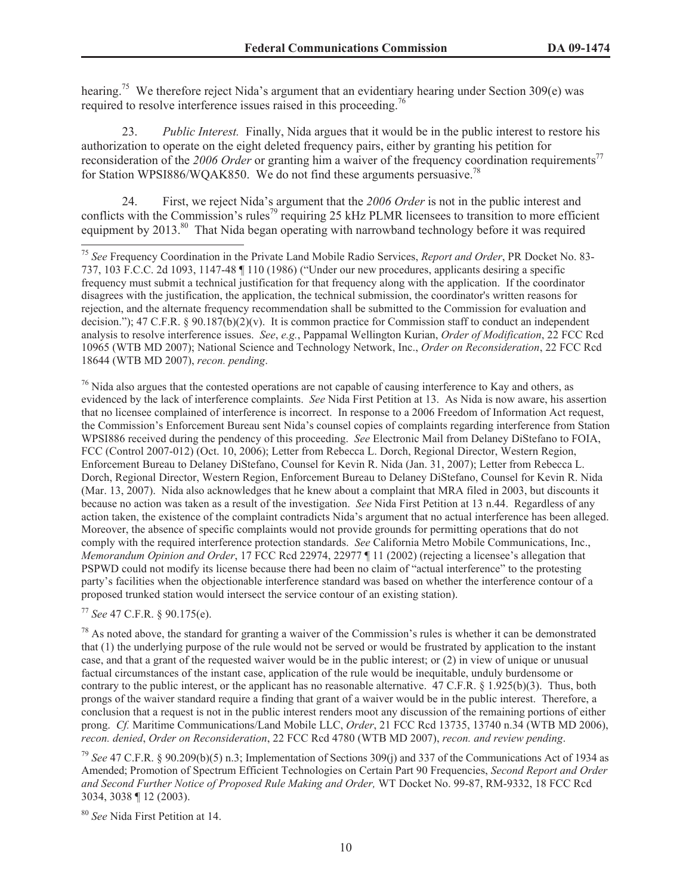hearing.[75] We therefore reject Nida's argument that an evidentiary hearing under Section 309(e) was required to resolve interference issues raised in this proceeding.[76]

23. *Public Interest.* Finally, Nida argues that it would be in the public interest to restore his authorization to operate on the eight deleted frequency pairs, either by granting his petition for reconsideration of the *2006 Order* or granting him a waiver of the frequency coordination requirements[77] for Station WPSI886/WQAK850. We do not find these arguments persuasive.[78]

24. First, we reject Nida's argument that the *2006 Order* is not in the public interest and conflicts with the Commission's rules[79] requiring 25 kHz PLMR licensees to transition to more efficient equipment by 2013.[80] That Nida began operating with narrowband technology before it was required

---

[75] *See* Frequency Coordination in the Private Land Mobile Radio Services, *Report and Order*, PR Docket No. 83-737, 103 F.C.C. 2d 1093, 1147-48 ¶ 110 (1986) ("Under our new procedures, applicants desiring a specific frequency must submit a technical justification for that frequency along with the application. If the coordinator disagrees with the justification, the application, the technical submission, the coordinator's written reasons for rejection, and the alternate frequency recommendation shall be submitted to the Commission for evaluation and decision."); 47 C.F.R. § 90.187(b)(2)(v). It is common practice for Commission staff to conduct an independent analysis to resolve interference issues. *See*, *e.g.*, Pappamal Wellington Kurian, *Order of Modification*, 22 FCC Rcd 10965 (WTB MD 2007); National Science and Technology Network, Inc., *Order on Reconsideration*, 22 FCC Rcd 18644 (WTB MD 2007), *recon. pending*.

[76] Nida also argues that the contested operations are not capable of causing interference to Kay and others, as evidenced by the lack of interference complaints. *See* Nida First Petition at 13. As Nida is now aware, his assertion that no licensee complained of interference is incorrect. In response to a 2006 Freedom of Information Act request, the Commission's Enforcement Bureau sent Nida's counsel copies of complaints regarding interference from Station WPSI886 received during the pendency of this proceeding. *See* Electronic Mail from Delaney DiStefano to FOIA, FCC (Control 2007-012) (Oct. 10, 2006); Letter from Rebecca L. Dorch, Regional Director, Western Region, Enforcement Bureau to Delaney DiStefano, Counsel for Kevin R. Nida (Jan. 31, 2007); Letter from Rebecca L. Dorch, Regional Director, Western Region, Enforcement Bureau to Delaney DiStefano, Counsel for Kevin R. Nida (Mar. 13, 2007). Nida also acknowledges that he knew about a complaint that MRA filed in 2003, but discounts it because no action was taken as a result of the investigation. *See* Nida First Petition at 13 n.44. Regardless of any action taken, the existence of the complaint contradicts Nida's argument that no actual interference has been alleged. Moreover, the absence of specific complaints would not provide grounds for permitting operations that do not comply with the required interference protection standards. *See* California Metro Mobile Communications, Inc., *Memorandum Opinion and Order*, 17 FCC Rcd 22974, 22977 ¶ 11 (2002) (rejecting a licensee's allegation that PSPWD could not modify its license because there had been no claim of "actual interference" to the protesting party's facilities when the objectionable interference standard was based on whether the interference contour of a proposed trunked station would intersect the service contour of an existing station).

[77] *See* 47 C.F.R. § 90.175(e).

[78] As noted above, the standard for granting a waiver of the Commission's rules is whether it can be demonstrated that (1) the underlying purpose of the rule would not be served or would be frustrated by application to the instant case, and that a grant of the requested waiver would be in the public interest; or (2) in view of unique or unusual factual circumstances of the instant case, application of the rule would be inequitable, unduly burdensome or contrary to the public interest, or the applicant has no reasonable alternative. 47 C.F.R. § 1.925(b)(3). Thus, both prongs of the waiver standard require a finding that grant of a waiver would be in the public interest. Therefore, a conclusion that a request is not in the public interest renders moot any discussion of the remaining portions of either prong. *Cf.* Maritime Communications/Land Mobile LLC, *Order*, 21 FCC Rcd 13735, 13740 n.34 (WTB MD 2006), *recon. denied*, *Order on Reconsideration*, 22 FCC Rcd 4780 (WTB MD 2007), *recon. and review pending*.

[79] *See* 47 C.F.R. § 90.209(b)(5) n.3; Implementation of Sections 309(j) and 337 of the Communications Act of 1934 as Amended; Promotion of Spectrum Efficient Technologies on Certain Part 90 Frequencies, *Second Report and Order and Second Further Notice of Proposed Rule Making and Order,* WT Docket No. 99-87, RM-9332, 18 FCC Rcd 3034, 3038 ¶ 12 (2003).

[80] *See* Nida First Petition at 14.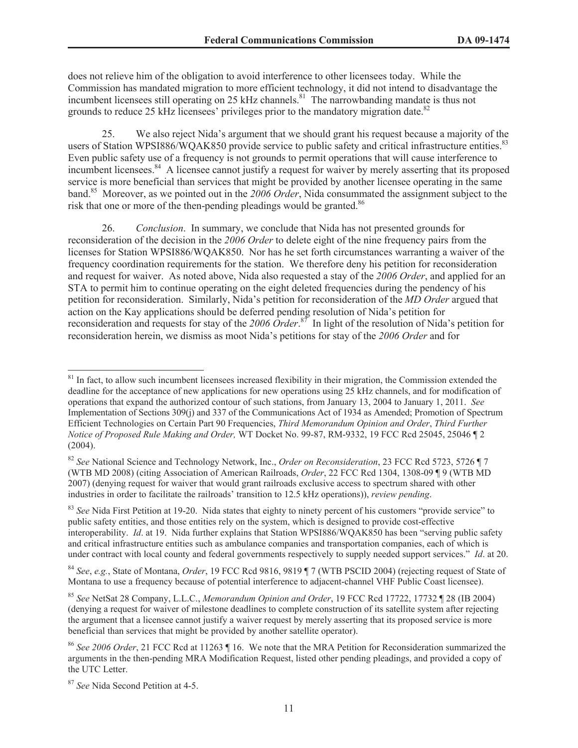does not relieve him of the obligation to avoid interference to other licensees today. While the Commission has mandated migration to more efficient technology, it did not intend to disadvantage the incumbent licensees still operating on 25 kHz channels.[81] The narrowbanding mandate is thus not grounds to reduce 25 kHz licensees' privileges prior to the mandatory migration date.[82]

25. We also reject Nida's argument that we should grant his request because a majority of the users of Station WPSI886/WQAK850 provide service to public safety and critical infrastructure entities.[83] Even public safety use of a frequency is not grounds to permit operations that will cause interference to incumbent licensees.[84] A licensee cannot justify a request for waiver by merely asserting that its proposed service is more beneficial than services that might be provided by another licensee operating in the same band.[85] Moreover, as we pointed out in the *2006 Order*, Nida consummated the assignment subject to the risk that one or more of the then-pending pleadings would be granted.[86]

26. *Conclusion*. In summary, we conclude that Nida has not presented grounds for reconsideration of the decision in the *2006 Order* to delete eight of the nine frequency pairs from the licenses for Station WPSI886/WQAK850. Nor has he set forth circumstances warranting a waiver of the frequency coordination requirements for the station. We therefore deny his petition for reconsideration and request for waiver. As noted above, Nida also requested a stay of the *2006 Order*, and applied for an STA to permit him to continue operating on the eight deleted frequencies during the pendency of his petition for reconsideration. Similarly, Nida's petition for reconsideration of the *MD Order* argued that action on the Kay applications should be deferred pending resolution of Nida's petition for reconsideration and requests for stay of the *2006 Order*.[87] In light of the resolution of Nida's petition for reconsideration herein, we dismiss as moot Nida's petitions for stay of the *2006 Order* and for

---

[81] In fact, to allow such incumbent licensees increased flexibility in their migration, the Commission extended the deadline for the acceptance of new applications for new operations using 25 kHz channels, and for modification of operations that expand the authorized contour of such stations, from January 13, 2004 to January 1, 2011. *See* Implementation of Sections 309(j) and 337 of the Communications Act of 1934 as Amended; Promotion of Spectrum Efficient Technologies on Certain Part 90 Frequencies, *Third Memorandum Opinion and Order*, *Third Further Notice of Proposed Rule Making and Order,* WT Docket No. 99-87, RM-9332, 19 FCC Rcd 25045, 25046 ¶ 2 (2004).

[82] *See* National Science and Technology Network, Inc., *Order on Reconsideration*, 23 FCC Rcd 5723, 5726 ¶ 7 (WTB MD 2008) (citing Association of American Railroads, *Order*, 22 FCC Rcd 1304, 1308-09 ¶ 9 (WTB MD 2007) (denying request for waiver that would grant railroads exclusive access to spectrum shared with other industries in order to facilitate the railroads' transition to 12.5 kHz operations)), *review pending*.

[83] *See* Nida First Petition at 19-20. Nida states that eighty to ninety percent of his customers "provide service" to public safety entities, and those entities rely on the system, which is designed to provide cost-effective interoperability. *Id*. at 19. Nida further explains that Station WPSI886/WQAK850 has been "serving public safety and critical infrastructure entities such as ambulance companies and transportation companies, each of which is under contract with local county and federal governments respectively to supply needed support services." *Id*. at 20.

[84] *See*, *e.g.*, State of Montana, *Order*, 19 FCC Rcd 9816, 9819 ¶ 7 (WTB PSCID 2004) (rejecting request of State of Montana to use a frequency because of potential interference to adjacent-channel VHF Public Coast licensee).

[85] *See* NetSat 28 Company, L.L.C., *Memorandum Opinion and Order*, 19 FCC Rcd 17722, 17732 ¶ 28 (IB 2004) (denying a request for waiver of milestone deadlines to complete construction of its satellite system after rejecting the argument that a licensee cannot justify a waiver request by merely asserting that its proposed service is more beneficial than services that might be provided by another satellite operator).

[86] *See 2006 Order*, 21 FCC Rcd at 11263 ¶ 16. We note that the MRA Petition for Reconsideration summarized the arguments in the then-pending MRA Modification Request, listed other pending pleadings, and provided a copy of the UTC Letter.

[87] *See* Nida Second Petition at 4-5.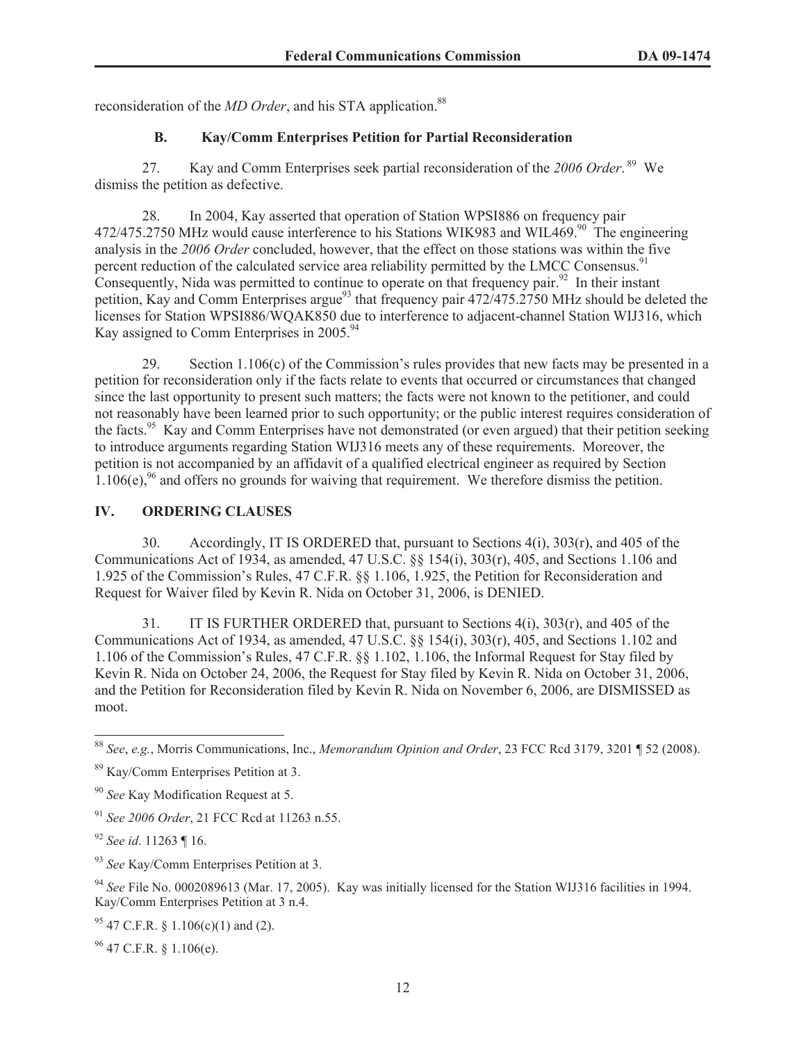reconsideration of the *MD Order*, and his STA application.[88]

### B. Kay/Comm Enterprises Petition for Partial Reconsideration

27. Kay and Comm Enterprises seek partial reconsideration of the *2006 Order*.[89] We dismiss the petition as defective.

28. In 2004, Kay asserted that operation of Station WPSI886 on frequency pair 472/475.2750 MHz would cause interference to his Stations WIK983 and WIL469.[90] The engineering analysis in the *2006 Order* concluded, however, that the effect on those stations was within the five percent reduction of the calculated service area reliability permitted by the LMCC Consensus.[91] Consequently, Nida was permitted to continue to operate on that frequency pair.[92] In their instant petition, Kay and Comm Enterprises argue[93] that frequency pair 472/475.2750 MHz should be deleted the licenses for Station WPSI886/WQAK850 due to interference to adjacent-channel Station WIJ316, which Kay assigned to Comm Enterprises in 2005.[94]

29. Section 1.106(c) of the Commission's rules provides that new facts may be presented in a petition for reconsideration only if the facts relate to events that occurred or circumstances that changed since the last opportunity to present such matters; the facts were not known to the petitioner, and could not reasonably have been learned prior to such opportunity; or the public interest requires consideration of the facts.[95] Kay and Comm Enterprises have not demonstrated (or even argued) that their petition seeking to introduce arguments regarding Station WIJ316 meets any of these requirements. Moreover, the petition is not accompanied by an affidavit of a qualified electrical engineer as required by Section 1.106(e),[96] and offers no grounds for waiving that requirement. We therefore dismiss the petition.

## IV. ORDERING CLAUSES

30. Accordingly, IT IS ORDERED that, pursuant to Sections 4(i), 303(r), and 405 of the Communications Act of 1934, as amended, 47 U.S.C. §§ 154(i), 303(r), 405, and Sections 1.106 and 1.925 of the Commission's Rules, 47 C.F.R. §§ 1.106, 1.925, the Petition for Reconsideration and Request for Waiver filed by Kevin R. Nida on October 31, 2006, is DENIED.

31. IT IS FURTHER ORDERED that, pursuant to Sections 4(i), 303(r), and 405 of the Communications Act of 1934, as amended, 47 U.S.C. §§ 154(i), 303(r), 405, and Sections 1.102 and 1.106 of the Commission's Rules, 47 C.F.R. §§ 1.102, 1.106, the Informal Request for Stay filed by Kevin R. Nida on October 24, 2006, the Request for Stay filed by Kevin R. Nida on October 31, 2006, and the Petition for Reconsideration filed by Kevin R. Nida on November 6, 2006, are DISMISSED as moot.

---

[88] *See*, *e.g.*, Morris Communications, Inc., *Memorandum Opinion and Order*, 23 FCC Rcd 3179, 3201 ¶ 52 (2008).

[89] Kay/Comm Enterprises Petition at 3.

[90] *See* Kay Modification Request at 5.

[91] *See 2006 Order*, 21 FCC Rcd at 11263 n.55.

[92] *See id*. 11263 ¶ 16.

[93] *See* Kay/Comm Enterprises Petition at 3.

[94] *See* File No. 0002089613 (Mar. 17, 2005). Kay was initially licensed for the Station WIJ316 facilities in 1994. Kay/Comm Enterprises Petition at 3 n.4.

[95] 47 C.F.R. § 1.106(c)(1) and (2).

[96] 47 C.F.R. § 1.106(e).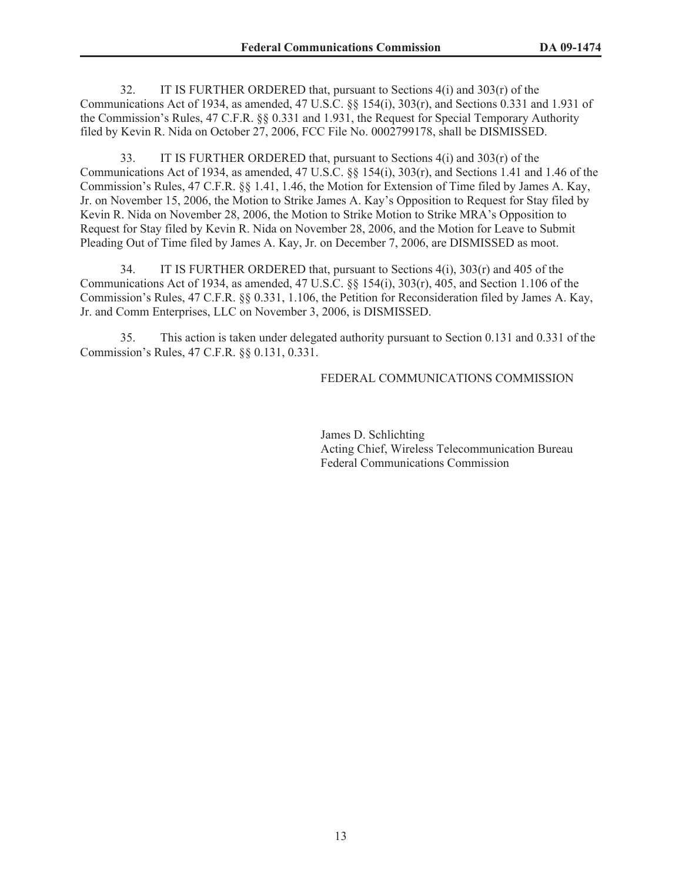32. IT IS FURTHER ORDERED that, pursuant to Sections 4(i) and 303(r) of the Communications Act of 1934, as amended, 47 U.S.C. §§ 154(i), 303(r), and Sections 0.331 and 1.931 of the Commission's Rules, 47 C.F.R. §§ 0.331 and 1.931, the Request for Special Temporary Authority filed by Kevin R. Nida on October 27, 2006, FCC File No. 0002799178, shall be DISMISSED.

33. IT IS FURTHER ORDERED that, pursuant to Sections 4(i) and 303(r) of the Communications Act of 1934, as amended, 47 U.S.C. §§ 154(i), 303(r), and Sections 1.41 and 1.46 of the Commission's Rules, 47 C.F.R. §§ 1.41, 1.46, the Motion for Extension of Time filed by James A. Kay, Jr. on November 15, 2006, the Motion to Strike James A. Kay's Opposition to Request for Stay filed by Kevin R. Nida on November 28, 2006, the Motion to Strike Motion to Strike MRA's Opposition to Request for Stay filed by Kevin R. Nida on November 28, 2006, and the Motion for Leave to Submit Pleading Out of Time filed by James A. Kay, Jr. on December 7, 2006, are DISMISSED as moot.

34. IT IS FURTHER ORDERED that, pursuant to Sections 4(i), 303(r) and 405 of the Communications Act of 1934, as amended, 47 U.S.C. §§ 154(i), 303(r), 405, and Section 1.106 of the Commission's Rules, 47 C.F.R. §§ 0.331, 1.106, the Petition for Reconsideration filed by James A. Kay, Jr. and Comm Enterprises, LLC on November 3, 2006, is DISMISSED.

35. This action is taken under delegated authority pursuant to Section 0.131 and 0.331 of the Commission's Rules, 47 C.F.R. §§ 0.131, 0.331.

FEDERAL COMMUNICATIONS COMMISSION

James D. Schlichting
Acting Chief, Wireless Telecommunication Bureau
Federal Communications Commission